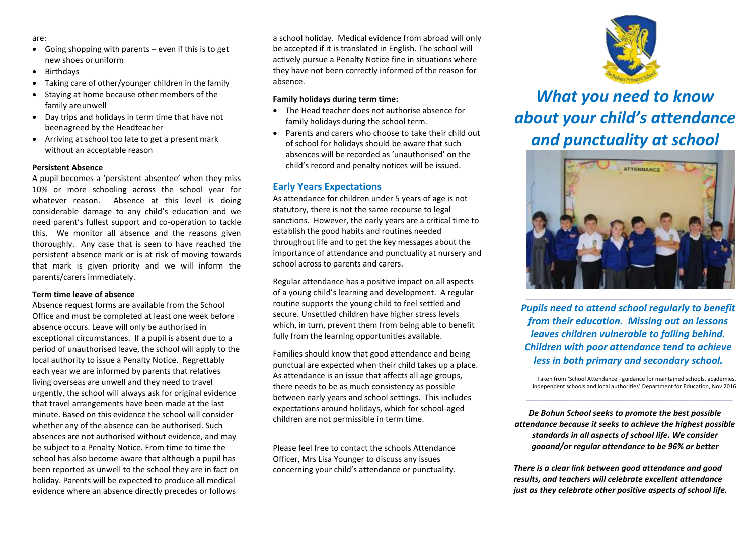are:

- Going shopping with parents – even if this is to get new shoes or uniform
- Birthdays
- Taking care of other/younger children in the family
- Staying at home because other members of the family are unwell
- Day trips and holidays in term time that have not been agreed by the Headteacher
- Arriving at school too late to get a present mark without an acceptable reason

**Persistent Absence**

A pupil becomes a 'persistent absentee' when they miss 10% or more schooling across the school year for whatever reason. Absence at this level is doing considerable damage to any child's education and we need parent's fullest support and co-operation to tackle this. We monitor all absence and the reasons given thoroughly. Any case that is seen to have reached the persistent absence mark or is at risk of moving towards that mark is given priority and we will inform the parents/carers immediately.

**Term time leave of absence**

Absence request forms are available from the School Office and must be completed at least one week before absence occurs. Leave will only be authorised in exceptional circumstances. If a pupil is absent due to a period of unauthorised leave, the school will apply to the local authority to issue a Penalty Notice. Regrettably each year we are informed by parents that relatives living overseas are unwell and they need to travel urgently, the school will always ask for original evidence that travel arrangements have been made at the last minute. Based on this evidence the school will consider whether any of the absence can be authorised. Such absences are not authorised without evidence, and may be subject to a Penalty Notice. From time to time the school has also become aware that although a pupil has been reported as unwell to the school they are in fact on holiday. Parents will be expected to produce all medical evidence where an absence directly precedes or follows a school holiday. Medical evidence from abroad will only be accepted if it is translated in English. The school will actively pursue a Penalty Notice fine in situations where they have not been correctly informed of the reason for absence.

**Family holidays during term time:**

- The Head teacher does not authorise absence for family holidays during the school term.
- Parents and carers who choose to take their child out of school for holidays should be aware that such absences will be recorded as 'unauthorised' on the child's record and penalty notices will be issued.

## Early Years Expectations

As attendance for children under 5 years of age is not statutory, there is not the same recourse to legal sanctions. However, the early years are a critical time to establish the good habits and routines needed throughout life and to get the key messages about the importance of attendance and punctuality at nursery and school across to parents and carers.

Regular attendance has a positive impact on all aspects of a young child's learning and development. A regular routine supports the young child to feel settled and secure. Unsettled children have higher stress levels which, in turn, prevent them from being able to benefit fully from the learning opportunities available.

Families should know that good attendance and being punctual are expected when their child takes up a place. As attendance is an issue that affects all age groups, there needs to be as much consistency as possible between early years and school settings. This includes expectations around holidays, which for school-aged children are not permissible in term time.

Please feel free to contact the schools Attendance Officer, Mrs Lisa Younger to discuss any issues concerning your child's attendance or punctuality.

# *What you need to know about your child's attendance and punctuality at school*

***Pupils need to attend school regularly to benefit from their education. Missing out on lessons leaves children vulnerable to falling behind. Children with poor attendance tend to achieve less in both primary and secondary school.***

Taken from 'School Attendance - guidance for maintained schools, academies, independent schools and local authorities' Department for Education, Nov 2016

***De Bohun School seeks to promote the best possible attendance because it seeks to achieve the highest possible standards in all aspects of school life. We consider gooand/or regular attendance to be 96% or better***

***There is a clear link between good attendance and good results, and teachers will celebrate excellent attendance just as they celebrate other positive aspects of school life.***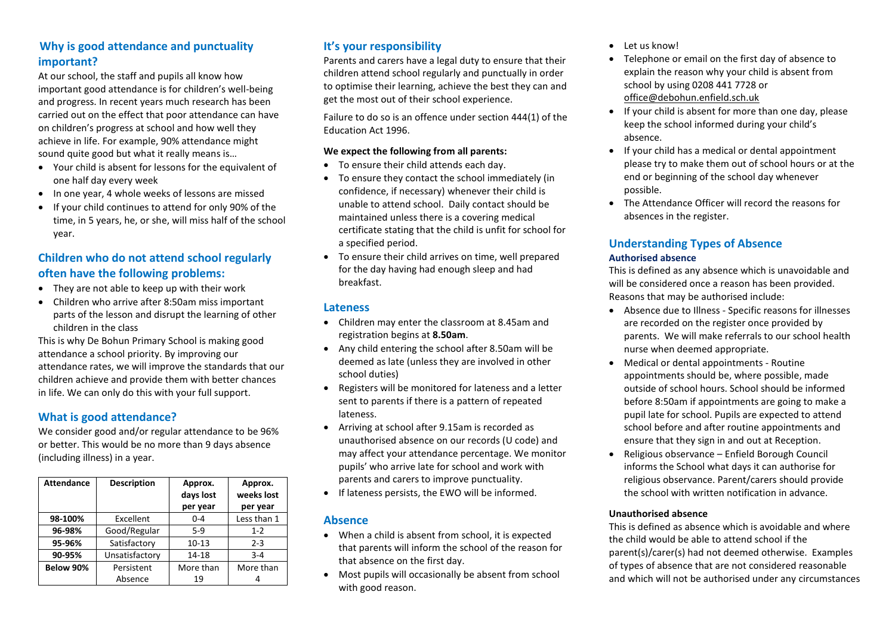## Why is good attendance and punctuality important?

At our school, the staff and pupils all know how important good attendance is for children's well-being and progress. In recent years much research has been carried out on the effect that poor attendance can have on children's progress at school and how well they achieve in life. For example, 90% attendance might sound quite good but what it really means is…

- Your child is absent for lessons for the equivalent of one half day every week
- In one year, 4 whole weeks of lessons are missed
- If your child continues to attend for only 90% of the time, in 5 years, he, or she, will miss half of the school year.

## Children who do not attend school regularly often have the following problems:

- They are not able to keep up with their work
- Children who arrive after 8:50am miss important parts of the lesson and disrupt the learning of other children in the class

This is why De Bohun Primary School is making good attendance a school priority. By improving our attendance rates, we will improve the standards that our children achieve and provide them with better chances in life. We can only do this with your full support.

## What is good attendance?

We consider good and/or regular attendance to be 96% or better. This would be no more than 9 days absence (including illness) in a year.

| Attendance | Description | Approx. days lost per year | Approx. weeks lost per year |
|---|---|---|---|
| **98-100%** | Excellent | 0-4 | Less than 1 |
| **96-98%** | Good/Regular | 5-9 | 1-2 |
| **95-96%** | Satisfactory | 10-13 | 2-3 |
| **90-95%** | Unsatisfactory | 14-18 | 3-4 |
| **Below 90%** | Persistent Absence | More than 19 | More than 4 |

## It's your responsibility

Parents and carers have a legal duty to ensure that their children attend school regularly and punctually in order to optimise their learning, achieve the best they can and get the most out of their school experience.

Failure to do so is an offence under section 444(1) of the Education Act 1996.

**We expect the following from all parents:**

- To ensure their child attends each day.
- To ensure they contact the school immediately (in confidence, if necessary) whenever their child is unable to attend school. Daily contact should be maintained unless there is a covering medical certificate stating that the child is unfit for school for a specified period.
- To ensure their child arrives on time, well prepared for the day having had enough sleep and had breakfast.

## Lateness

- Children may enter the classroom at 8.45am and registration begins at **8.50am**.
- Any child entering the school after 8.50am will be deemed as late (unless they are involved in other school duties)
- Registers will be monitored for lateness and a letter sent to parents if there is a pattern of repeated lateness.
- Arriving at school after 9.15am is recorded as unauthorised absence on our records (U code) and may affect your attendance percentage. We monitor pupils' who arrive late for school and work with parents and carers to improve punctuality.
- If lateness persists, the EWO will be informed.

## Absence

- When a child is absent from school, it is expected that parents will inform the school of the reason for that absence on the first day.
- Most pupils will occasionally be absent from school with good reason.
- Let us know!
- Telephone or email on the first day of absence to explain the reason why your child is absent from school by using 0208 441 7728 or office@debohun.enfield.sch.uk
- If your child is absent for more than one day, please keep the school informed during your child's absence.
- If your child has a medical or dental appointment please try to make them out of school hours or at the end or beginning of the school day whenever possible.
- The Attendance Officer will record the reasons for absences in the register.

## Understanding Types of Absence

### Authorised absence

This is defined as any absence which is unavoidable and will be considered once a reason has been provided. Reasons that may be authorised include:

- Absence due to Illness - Specific reasons for illnesses are recorded on the register once provided by parents. We will make referrals to our school health nurse when deemed appropriate.
- Medical or dental appointments - Routine appointments should be, where possible, made outside of school hours. School should be informed before 8:50am if appointments are going to make a pupil late for school. Pupils are expected to attend school before and after routine appointments and ensure that they sign in and out at Reception.
- Religious observance – Enfield Borough Council informs the School what days it can authorise for religious observance. Parent/carers should provide the school with written notification in advance.

### Unauthorised absence

This is defined as absence which is avoidable and where the child would be able to attend school if the parent(s)/carer(s) had not deemed otherwise. Examples of types of absence that are not considered reasonable and which will not be authorised under any circumstances